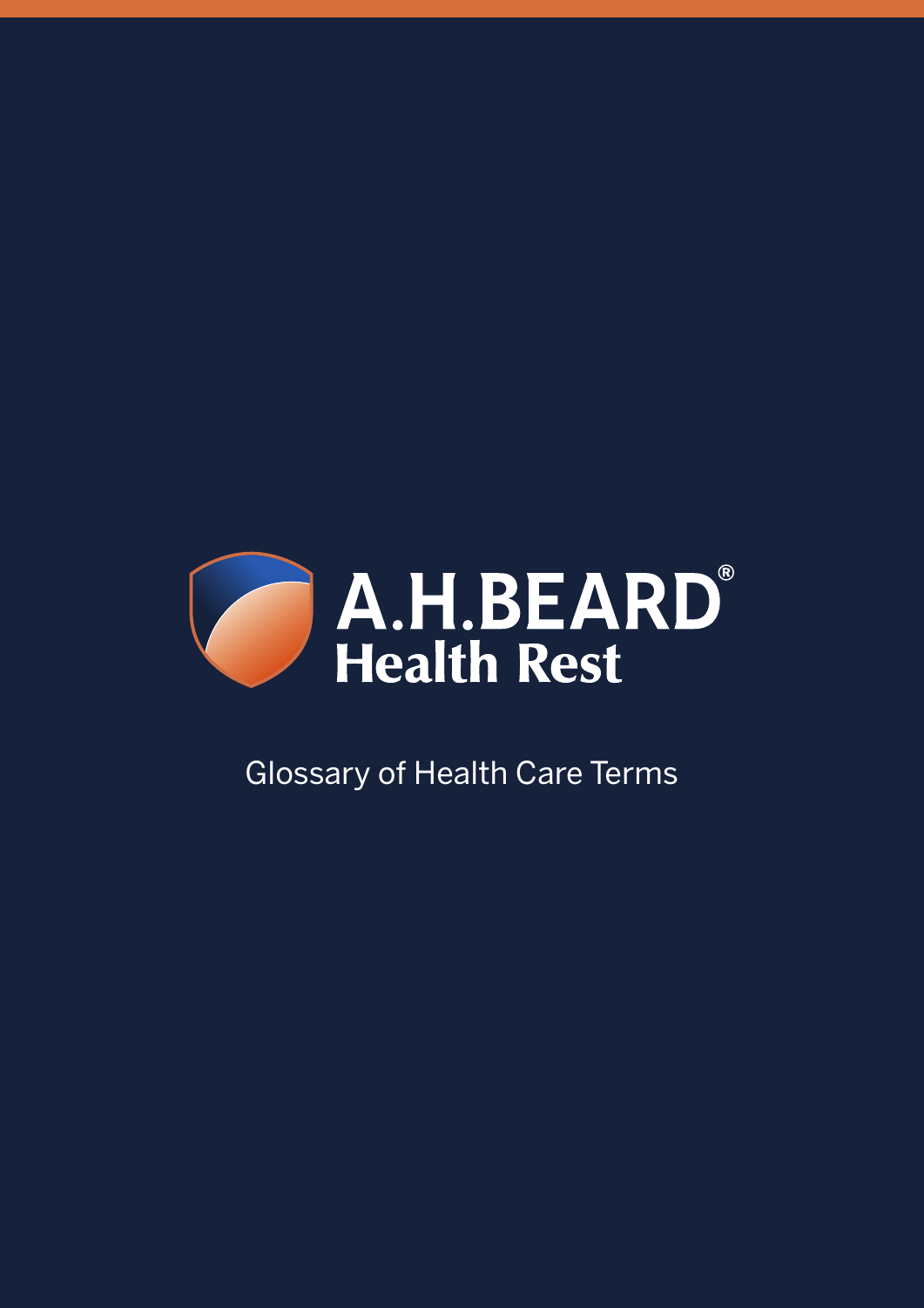# A.H.BEARD® Health Rest

Glossary of Health Care Terms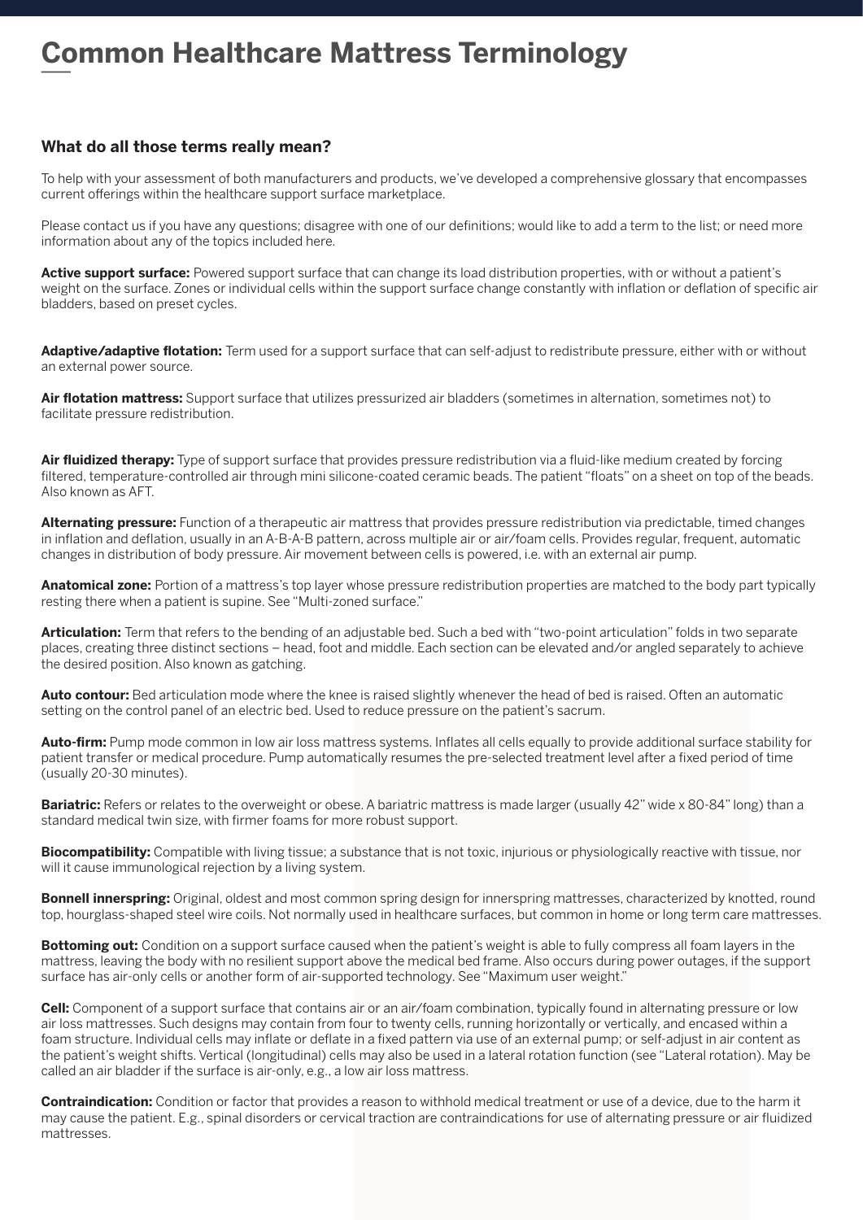# Common Healthcare Mattress Terminology

### What do all those terms really mean?

To help with your assessment of both manufacturers and products, we've developed a comprehensive glossary that encompasses current offerings within the healthcare support surface marketplace.

Please contact us if you have any questions; disagree with one of our definitions; would like to add a term to the list; or need more information about any of the topics included here.

**Active support surface:** Powered support surface that can change its load distribution properties, with or without a patient's weight on the surface. Zones or individual cells within the support surface change constantly with inflation or deflation of specific air bladders, based on preset cycles.

**Adaptive/adaptive flotation:** Term used for a support surface that can self-adjust to redistribute pressure, either with or without an external power source.

**Air flotation mattress:** Support surface that utilizes pressurized air bladders (sometimes in alternation, sometimes not) to facilitate pressure redistribution.

**Air fluidized therapy:** Type of support surface that provides pressure redistribution via a fluid-like medium created by forcing filtered, temperature-controlled air through mini silicone-coated ceramic beads. The patient "floats" on a sheet on top of the beads. Also known as AFT.

**Alternating pressure:** Function of a therapeutic air mattress that provides pressure redistribution via predictable, timed changes in inflation and deflation, usually in an A-B-A-B pattern, across multiple air or air/foam cells. Provides regular, frequent, automatic changes in distribution of body pressure. Air movement between cells is powered, i.e. with an external air pump.

**Anatomical zone:** Portion of a mattress's top layer whose pressure redistribution properties are matched to the body part typically resting there when a patient is supine. See "Multi-zoned surface."

**Articulation:** Term that refers to the bending of an adjustable bed. Such a bed with "two-point articulation" folds in two separate places, creating three distinct sections – head, foot and middle. Each section can be elevated and/or angled separately to achieve the desired position. Also known as gatching.

**Auto contour:** Bed articulation mode where the knee is raised slightly whenever the head of bed is raised. Often an automatic setting on the control panel of an electric bed. Used to reduce pressure on the patient's sacrum.

**Auto-firm:** Pump mode common in low air loss mattress systems. Inflates all cells equally to provide additional surface stability for patient transfer or medical procedure. Pump automatically resumes the pre-selected treatment level after a fixed period of time (usually 20-30 minutes).

**Bariatric:** Refers or relates to the overweight or obese. A bariatric mattress is made larger (usually 42" wide x 80-84" long) than a standard medical twin size, with firmer foams for more robust support.

**Biocompatibility:** Compatible with living tissue; a substance that is not toxic, injurious or physiologically reactive with tissue, nor will it cause immunological rejection by a living system.

**Bonnell innerspring:** Original, oldest and most common spring design for innerspring mattresses, characterized by knotted, round top, hourglass-shaped steel wire coils. Not normally used in healthcare surfaces, but common in home or long term care mattresses.

**Bottoming out:** Condition on a support surface caused when the patient's weight is able to fully compress all foam layers in the mattress, leaving the body with no resilient support above the medical bed frame. Also occurs during power outages, if the support surface has air-only cells or another form of air-supported technology. See "Maximum user weight."

**Cell:** Component of a support surface that contains air or an air/foam combination, typically found in alternating pressure or low air loss mattresses. Such designs may contain from four to twenty cells, running horizontally or vertically, and encased within a foam structure. Individual cells may inflate or deflate in a fixed pattern via use of an external pump; or self-adjust in air content as the patient's weight shifts. Vertical (longitudinal) cells may also be used in a lateral rotation function (see "Lateral rotation). May be called an air bladder if the surface is air-only, e.g., a low air loss mattress.

**Contraindication:** Condition or factor that provides a reason to withhold medical treatment or use of a device, due to the harm it may cause the patient. E.g., spinal disorders or cervical traction are contraindications for use of alternating pressure or air fluidized mattresses.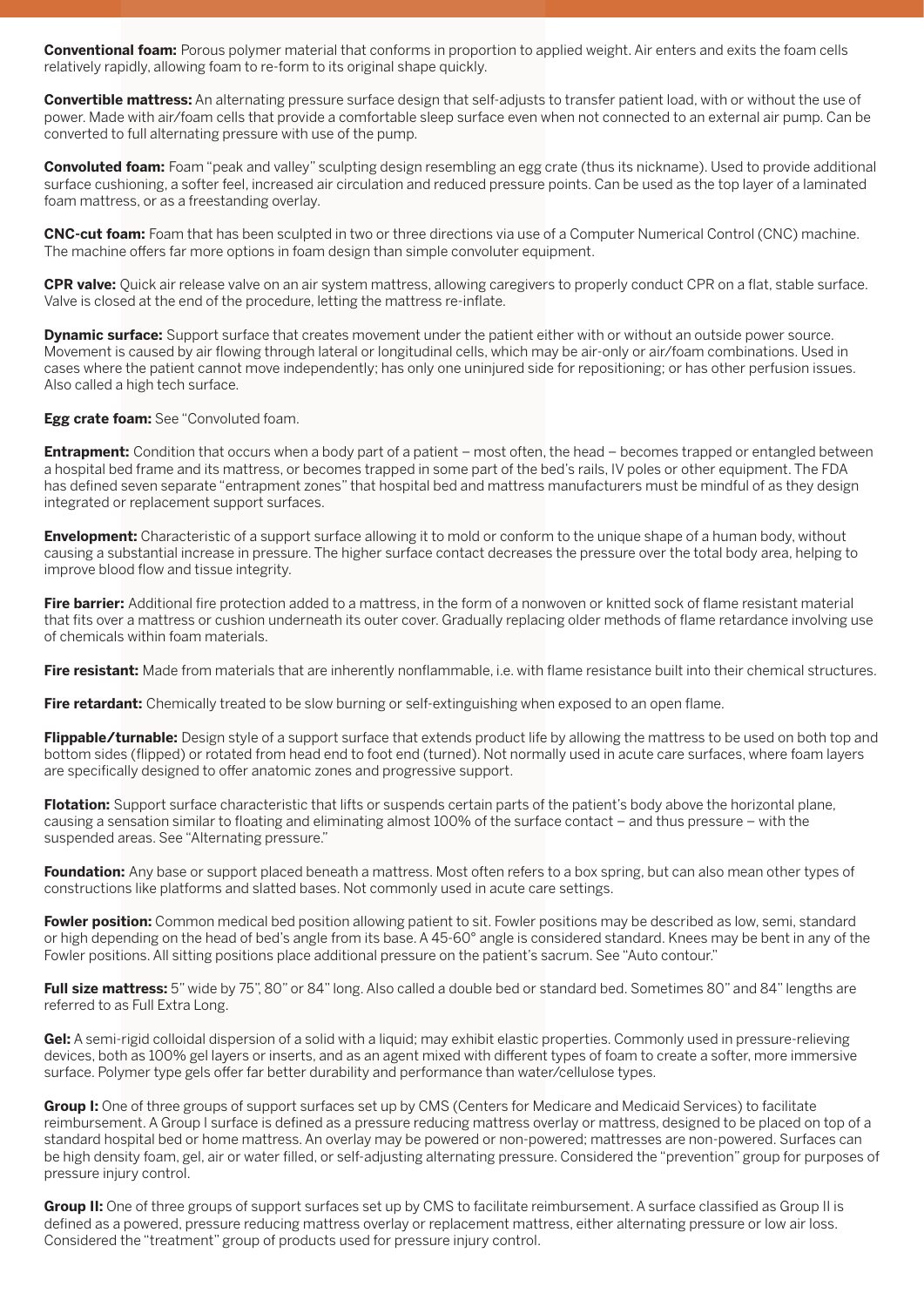**Conventional foam:** Porous polymer material that conforms in proportion to applied weight. Air enters and exits the foam cells relatively rapidly, allowing foam to re-form to its original shape quickly.

**Convertible mattress:** An alternating pressure surface design that self-adjusts to transfer patient load, with or without the use of power. Made with air/foam cells that provide a comfortable sleep surface even when not connected to an external air pump. Can be converted to full alternating pressure with use of the pump.

**Convoluted foam:** Foam "peak and valley" sculpting design resembling an egg crate (thus its nickname). Used to provide additional surface cushioning, a softer feel, increased air circulation and reduced pressure points. Can be used as the top layer of a laminated foam mattress, or as a freestanding overlay.

**CNC-cut foam:** Foam that has been sculpted in two or three directions via use of a Computer Numerical Control (CNC) machine. The machine offers far more options in foam design than simple convoluter equipment.

**CPR valve:** Quick air release valve on an air system mattress, allowing caregivers to properly conduct CPR on a flat, stable surface. Valve is closed at the end of the procedure, letting the mattress re-inflate.

**Dynamic surface:** Support surface that creates movement under the patient either with or without an outside power source. Movement is caused by air flowing through lateral or longitudinal cells, which may be air-only or air/foam combinations. Used in cases where the patient cannot move independently; has only one uninjured side for repositioning; or has other perfusion issues. Also called a high tech surface.

**Egg crate foam:** See "Convoluted foam.

**Entrapment:** Condition that occurs when a body part of a patient – most often, the head – becomes trapped or entangled between a hospital bed frame and its mattress, or becomes trapped in some part of the bed's rails, IV poles or other equipment. The FDA has defined seven separate "entrapment zones" that hospital bed and mattress manufacturers must be mindful of as they design integrated or replacement support surfaces.

**Envelopment:** Characteristic of a support surface allowing it to mold or conform to the unique shape of a human body, without causing a substantial increase in pressure. The higher surface contact decreases the pressure over the total body area, helping to improve blood flow and tissue integrity.

**Fire barrier:** Additional fire protection added to a mattress, in the form of a nonwoven or knitted sock of flame resistant material that fits over a mattress or cushion underneath its outer cover. Gradually replacing older methods of flame retardance involving use of chemicals within foam materials.

**Fire resistant:** Made from materials that are inherently nonflammable, i.e. with flame resistance built into their chemical structures.

**Fire retardant:** Chemically treated to be slow burning or self-extinguishing when exposed to an open flame.

**Flippable/turnable:** Design style of a support surface that extends product life by allowing the mattress to be used on both top and bottom sides (flipped) or rotated from head end to foot end (turned). Not normally used in acute care surfaces, where foam layers are specifically designed to offer anatomic zones and progressive support.

**Flotation:** Support surface characteristic that lifts or suspends certain parts of the patient's body above the horizontal plane, causing a sensation similar to floating and eliminating almost 100% of the surface contact – and thus pressure – with the suspended areas. See "Alternating pressure."

**Foundation:** Any base or support placed beneath a mattress. Most often refers to a box spring, but can also mean other types of constructions like platforms and slatted bases. Not commonly used in acute care settings.

**Fowler position:** Common medical bed position allowing patient to sit. Fowler positions may be described as low, semi, standard or high depending on the head of bed's angle from its base. A 45-60° angle is considered standard. Knees may be bent in any of the Fowler positions. All sitting positions place additional pressure on the patient's sacrum. See "Auto contour."

**Full size mattress:** 5" wide by 75", 80" or 84" long. Also called a double bed or standard bed. Sometimes 80" and 84" lengths are referred to as Full Extra Long.

**Gel:** A semi-rigid colloidal dispersion of a solid with a liquid; may exhibit elastic properties. Commonly used in pressure-relieving devices, both as 100% gel layers or inserts, and as an agent mixed with different types of foam to create a softer, more immersive surface. Polymer type gels offer far better durability and performance than water/cellulose types.

**Group I:** One of three groups of support surfaces set up by CMS (Centers for Medicare and Medicaid Services) to facilitate reimbursement. A Group I surface is defined as a pressure reducing mattress overlay or mattress, designed to be placed on top of a standard hospital bed or home mattress. An overlay may be powered or non-powered; mattresses are non-powered. Surfaces can be high density foam, gel, air or water filled, or self-adjusting alternating pressure. Considered the "prevention" group for purposes of pressure injury control.

**Group II:** One of three groups of support surfaces set up by CMS to facilitate reimbursement. A surface classified as Group II is defined as a powered, pressure reducing mattress overlay or replacement mattress, either alternating pressure or low air loss. Considered the "treatment" group of products used for pressure injury control.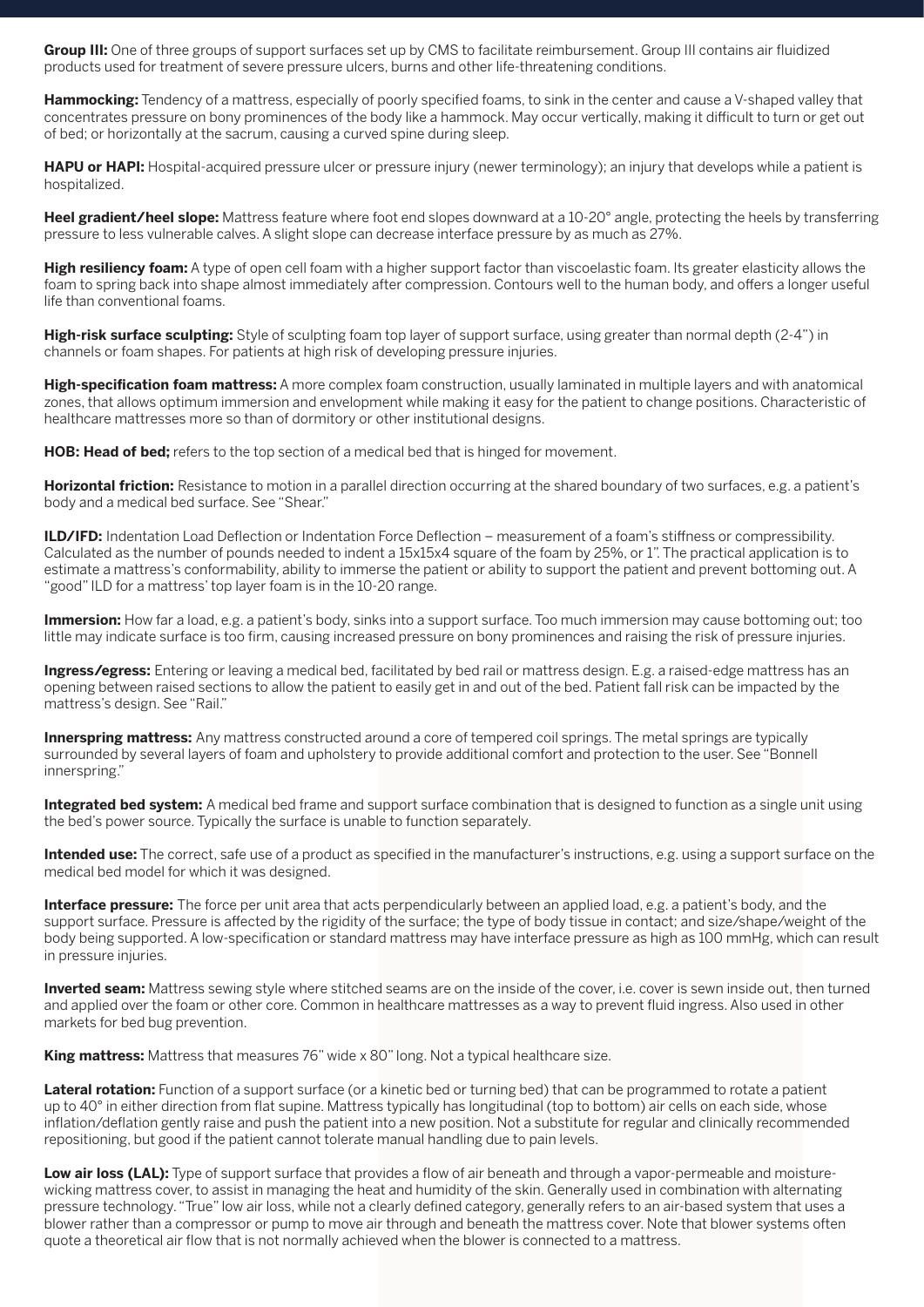**Group III:** One of three groups of support surfaces set up by CMS to facilitate reimbursement. Group III contains air fluidized products used for treatment of severe pressure ulcers, burns and other life-threatening conditions.

**Hammocking:** Tendency of a mattress, especially of poorly specified foams, to sink in the center and cause a V-shaped valley that concentrates pressure on bony prominences of the body like a hammock. May occur vertically, making it difficult to turn or get out of bed; or horizontally at the sacrum, causing a curved spine during sleep.

**HAPU or HAPI:** Hospital-acquired pressure ulcer or pressure injury (newer terminology); an injury that develops while a patient is hospitalized.

**Heel gradient/heel slope:** Mattress feature where foot end slopes downward at a 10-20° angle, protecting the heels by transferring pressure to less vulnerable calves. A slight slope can decrease interface pressure by as much as 27%.

**High resiliency foam:** A type of open cell foam with a higher support factor than viscoelastic foam. Its greater elasticity allows the foam to spring back into shape almost immediately after compression. Contours well to the human body, and offers a longer useful life than conventional foams.

**High-risk surface sculpting:** Style of sculpting foam top layer of support surface, using greater than normal depth (2-4") in channels or foam shapes. For patients at high risk of developing pressure injuries.

**High-specification foam mattress:** A more complex foam construction, usually laminated in multiple layers and with anatomical zones, that allows optimum immersion and envelopment while making it easy for the patient to change positions. Characteristic of healthcare mattresses more so than of dormitory or other institutional designs.

**HOB: Head of bed;** refers to the top section of a medical bed that is hinged for movement.

**Horizontal friction:** Resistance to motion in a parallel direction occurring at the shared boundary of two surfaces, e.g. a patient's body and a medical bed surface. See "Shear."

**ILD/IFD:** Indentation Load Deflection or Indentation Force Deflection – measurement of a foam's stiffness or compressibility. Calculated as the number of pounds needed to indent a 15x15x4 square of the foam by 25%, or 1". The practical application is to estimate a mattress's conformability, ability to immerse the patient or ability to support the patient and prevent bottoming out. A "good" ILD for a mattress' top layer foam is in the 10-20 range.

**Immersion:** How far a load, e.g. a patient's body, sinks into a support surface. Too much immersion may cause bottoming out; too little may indicate surface is too firm, causing increased pressure on bony prominences and raising the risk of pressure injuries.

**Ingress/egress:** Entering or leaving a medical bed, facilitated by bed rail or mattress design. E.g. a raised-edge mattress has an opening between raised sections to allow the patient to easily get in and out of the bed. Patient fall risk can be impacted by the mattress's design. See "Rail."

**Innerspring mattress:** Any mattress constructed around a core of tempered coil springs. The metal springs are typically surrounded by several layers of foam and upholstery to provide additional comfort and protection to the user. See "Bonnell innerspring."

**Integrated bed system:** A medical bed frame and support surface combination that is designed to function as a single unit using the bed's power source. Typically the surface is unable to function separately.

**Intended use:** The correct, safe use of a product as specified in the manufacturer's instructions, e.g. using a support surface on the medical bed model for which it was designed.

**Interface pressure:** The force per unit area that acts perpendicularly between an applied load, e.g. a patient's body, and the support surface. Pressure is affected by the rigidity of the surface; the type of body tissue in contact; and size/shape/weight of the body being supported. A low-specification or standard mattress may have interface pressure as high as 100 mmHg, which can result in pressure injuries.

**Inverted seam:** Mattress sewing style where stitched seams are on the inside of the cover, i.e. cover is sewn inside out, then turned and applied over the foam or other core. Common in healthcare mattresses as a way to prevent fluid ingress. Also used in other markets for bed bug prevention.

**King mattress:** Mattress that measures 76" wide x 80" long. Not a typical healthcare size.

**Lateral rotation:** Function of a support surface (or a kinetic bed or turning bed) that can be programmed to rotate a patient up to 40° in either direction from flat supine. Mattress typically has longitudinal (top to bottom) air cells on each side, whose inflation/deflation gently raise and push the patient into a new position. Not a substitute for regular and clinically recommended repositioning, but good if the patient cannot tolerate manual handling due to pain levels.

**Low air loss (LAL):** Type of support surface that provides a flow of air beneath and through a vapor-permeable and moisture-wicking mattress cover, to assist in managing the heat and humidity of the skin. Generally used in combination with alternating pressure technology. "True" low air loss, while not a clearly defined category, generally refers to an air-based system that uses a blower rather than a compressor or pump to move air through and beneath the mattress cover. Note that blower systems often quote a theoretical air flow that is not normally achieved when the blower is connected to a mattress.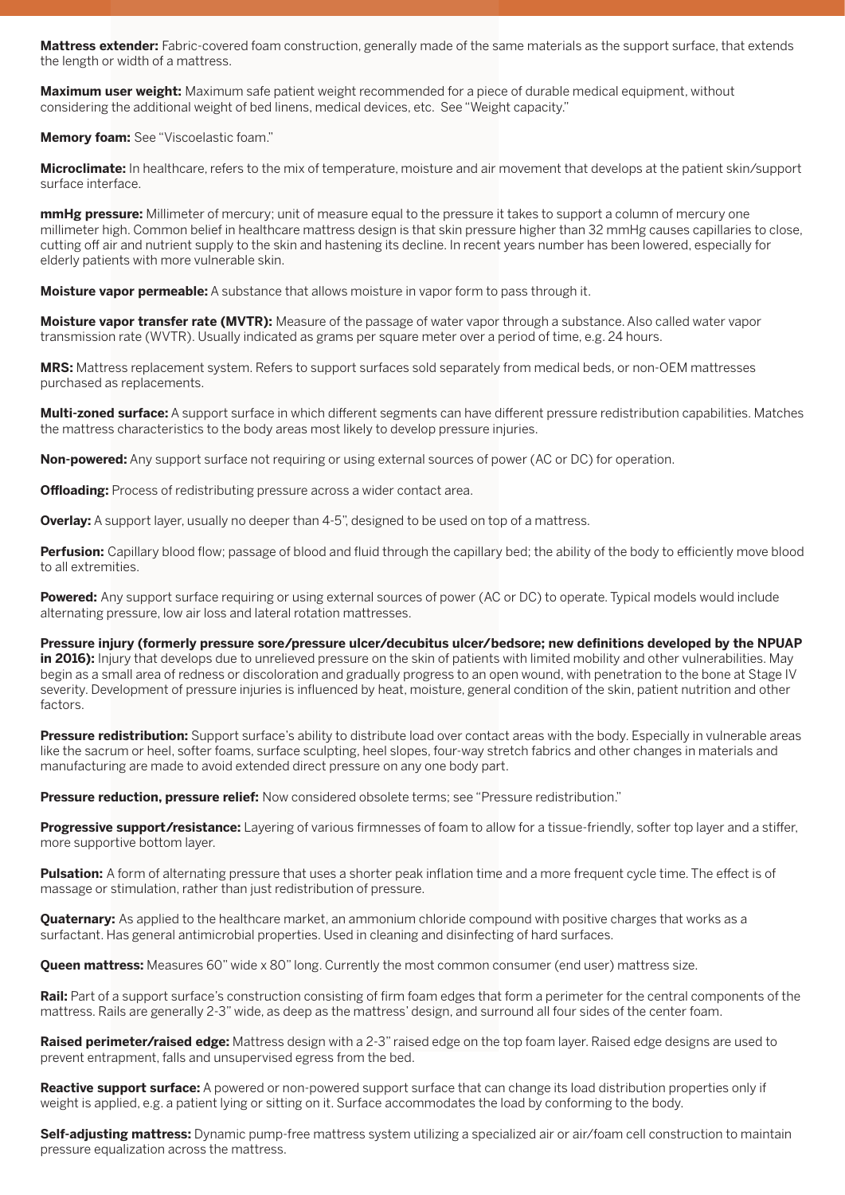**Mattress extender:** Fabric-covered foam construction, generally made of the same materials as the support surface, that extends the length or width of a mattress.

**Maximum user weight:** Maximum safe patient weight recommended for a piece of durable medical equipment, without considering the additional weight of bed linens, medical devices, etc. See "Weight capacity."

**Memory foam:** See "Viscoelastic foam."

**Microclimate:** In healthcare, refers to the mix of temperature, moisture and air movement that develops at the patient skin/support surface interface.

**mmHg pressure:** Millimeter of mercury; unit of measure equal to the pressure it takes to support a column of mercury one millimeter high. Common belief in healthcare mattress design is that skin pressure higher than 32 mmHg causes capillaries to close, cutting off air and nutrient supply to the skin and hastening its decline. In recent years number has been lowered, especially for elderly patients with more vulnerable skin.

**Moisture vapor permeable:** A substance that allows moisture in vapor form to pass through it.

**Moisture vapor transfer rate (MVTR):** Measure of the passage of water vapor through a substance. Also called water vapor transmission rate (WVTR). Usually indicated as grams per square meter over a period of time, e.g. 24 hours.

**MRS:** Mattress replacement system. Refers to support surfaces sold separately from medical beds, or non-OEM mattresses purchased as replacements.

**Multi-zoned surface:** A support surface in which different segments can have different pressure redistribution capabilities. Matches the mattress characteristics to the body areas most likely to develop pressure injuries.

**Non-powered:** Any support surface not requiring or using external sources of power (AC or DC) for operation.

**Offloading:** Process of redistributing pressure across a wider contact area.

**Overlay:** A support layer, usually no deeper than 4-5", designed to be used on top of a mattress.

**Perfusion:** Capillary blood flow; passage of blood and fluid through the capillary bed; the ability of the body to efficiently move blood to all extremities.

**Powered:** Any support surface requiring or using external sources of power (AC or DC) to operate. Typical models would include alternating pressure, low air loss and lateral rotation mattresses.

**Pressure injury (formerly pressure sore/pressure ulcer/decubitus ulcer/bedsore; new definitions developed by the NPUAP in 2016):** Injury that develops due to unrelieved pressure on the skin of patients with limited mobility and other vulnerabilities. May begin as a small area of redness or discoloration and gradually progress to an open wound, with penetration to the bone at Stage IV severity. Development of pressure injuries is influenced by heat, moisture, general condition of the skin, patient nutrition and other factors.

**Pressure redistribution:** Support surface's ability to distribute load over contact areas with the body. Especially in vulnerable areas like the sacrum or heel, softer foams, surface sculpting, heel slopes, four-way stretch fabrics and other changes in materials and manufacturing are made to avoid extended direct pressure on any one body part.

**Pressure reduction, pressure relief:** Now considered obsolete terms; see "Pressure redistribution."

**Progressive support/resistance:** Layering of various firmnesses of foam to allow for a tissue-friendly, softer top layer and a stiffer, more supportive bottom layer.

**Pulsation:** A form of alternating pressure that uses a shorter peak inflation time and a more frequent cycle time. The effect is of massage or stimulation, rather than just redistribution of pressure.

**Quaternary:** As applied to the healthcare market, an ammonium chloride compound with positive charges that works as a surfactant. Has general antimicrobial properties. Used in cleaning and disinfecting of hard surfaces.

**Queen mattress:** Measures 60" wide x 80" long. Currently the most common consumer (end user) mattress size.

**Rail:** Part of a support surface's construction consisting of firm foam edges that form a perimeter for the central components of the mattress. Rails are generally 2-3" wide, as deep as the mattress' design, and surround all four sides of the center foam.

**Raised perimeter/raised edge:** Mattress design with a 2-3" raised edge on the top foam layer. Raised edge designs are used to prevent entrapment, falls and unsupervised egress from the bed.

**Reactive support surface:** A powered or non-powered support surface that can change its load distribution properties only if weight is applied, e.g. a patient lying or sitting on it. Surface accommodates the load by conforming to the body.

**Self-adjusting mattress:** Dynamic pump-free mattress system utilizing a specialized air or air/foam cell construction to maintain pressure equalization across the mattress.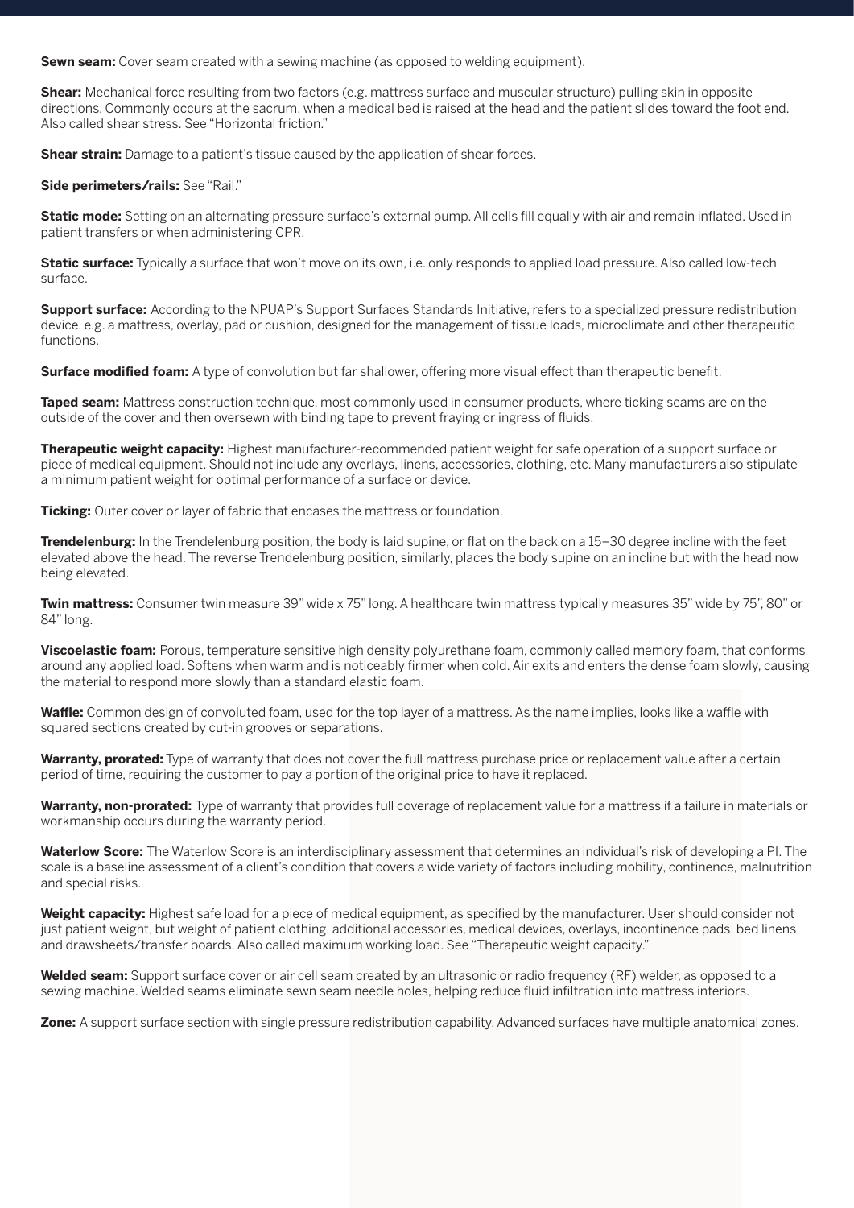**Sewn seam:** Cover seam created with a sewing machine (as opposed to welding equipment).

**Shear:** Mechanical force resulting from two factors (e.g. mattress surface and muscular structure) pulling skin in opposite directions. Commonly occurs at the sacrum, when a medical bed is raised at the head and the patient slides toward the foot end. Also called shear stress. See "Horizontal friction."

**Shear strain:** Damage to a patient's tissue caused by the application of shear forces.

**Side perimeters/rails:** See "Rail."

**Static mode:** Setting on an alternating pressure surface's external pump. All cells fill equally with air and remain inflated. Used in patient transfers or when administering CPR.

**Static surface:** Typically a surface that won't move on its own, i.e. only responds to applied load pressure. Also called low-tech surface.

**Support surface:** According to the NPUAP's Support Surfaces Standards Initiative, refers to a specialized pressure redistribution device, e.g. a mattress, overlay, pad or cushion, designed for the management of tissue loads, microclimate and other therapeutic functions.

**Surface modified foam:** A type of convolution but far shallower, offering more visual effect than therapeutic benefit.

**Taped seam:** Mattress construction technique, most commonly used in consumer products, where ticking seams are on the outside of the cover and then oversewn with binding tape to prevent fraying or ingress of fluids.

**Therapeutic weight capacity:** Highest manufacturer-recommended patient weight for safe operation of a support surface or piece of medical equipment. Should not include any overlays, linens, accessories, clothing, etc. Many manufacturers also stipulate a minimum patient weight for optimal performance of a surface or device.

**Ticking:** Outer cover or layer of fabric that encases the mattress or foundation.

**Trendelenburg:** In the Trendelenburg position, the body is laid supine, or flat on the back on a 15–30 degree incline with the feet elevated above the head. The reverse Trendelenburg position, similarly, places the body supine on an incline but with the head now being elevated.

**Twin mattress:** Consumer twin measure 39" wide x 75" long. A healthcare twin mattress typically measures 35" wide by 75", 80" or 84" long.

**Viscoelastic foam:** Porous, temperature sensitive high density polyurethane foam, commonly called memory foam, that conforms around any applied load. Softens when warm and is noticeably firmer when cold. Air exits and enters the dense foam slowly, causing the material to respond more slowly than a standard elastic foam.

**Waffle:** Common design of convoluted foam, used for the top layer of a mattress. As the name implies, looks like a waffle with squared sections created by cut-in grooves or separations.

**Warranty, prorated:** Type of warranty that does not cover the full mattress purchase price or replacement value after a certain period of time, requiring the customer to pay a portion of the original price to have it replaced.

**Warranty, non-prorated:** Type of warranty that provides full coverage of replacement value for a mattress if a failure in materials or workmanship occurs during the warranty period.

**Waterlow Score:** The Waterlow Score is an interdisciplinary assessment that determines an individual's risk of developing a PI. The scale is a baseline assessment of a client's condition that covers a wide variety of factors including mobility, continence, malnutrition and special risks.

**Weight capacity:** Highest safe load for a piece of medical equipment, as specified by the manufacturer. User should consider not just patient weight, but weight of patient clothing, additional accessories, medical devices, overlays, incontinence pads, bed linens and drawsheets/transfer boards. Also called maximum working load. See "Therapeutic weight capacity."

**Welded seam:** Support surface cover or air cell seam created by an ultrasonic or radio frequency (RF) welder, as opposed to a sewing machine. Welded seams eliminate sewn seam needle holes, helping reduce fluid infiltration into mattress interiors.

**Zone:** A support surface section with single pressure redistribution capability. Advanced surfaces have multiple anatomical zones.